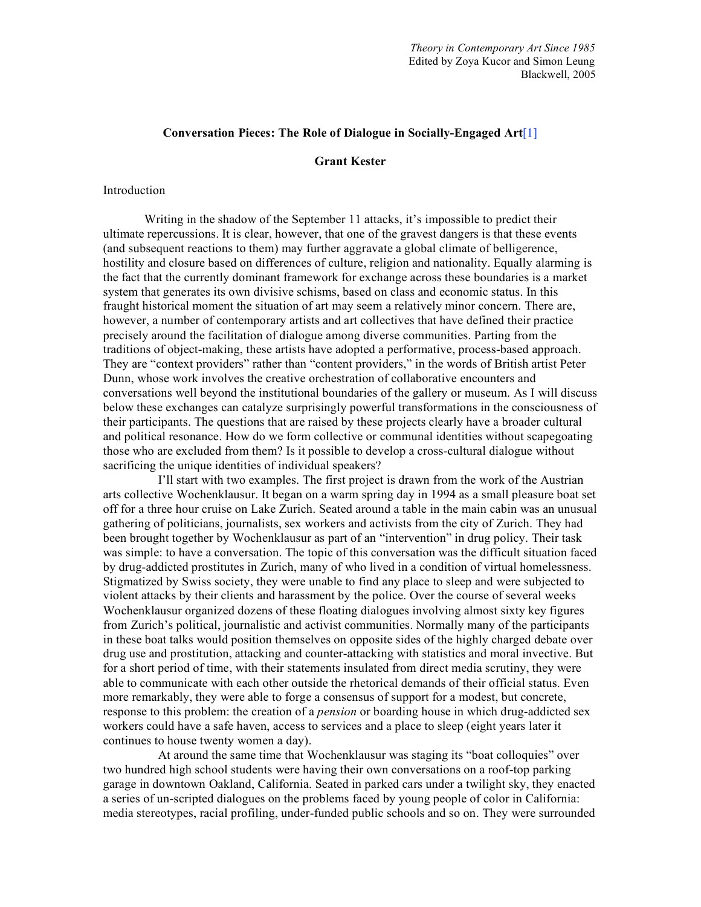*Theory in Contemporary Art Since 1985*
Edited by Zoya Kucor and Simon Leung
Blackwell, 2005

# Conversation Pieces: The Role of Dialogue in Socially-Engaged Art[1]

## Grant Kester

### Introduction

Writing in the shadow of the September 11 attacks, it's impossible to predict their ultimate repercussions. It is clear, however, that one of the gravest dangers is that these events (and subsequent reactions to them) may further aggravate a global climate of belligerence, hostility and closure based on differences of culture, religion and nationality. Equally alarming is the fact that the currently dominant framework for exchange across these boundaries is a market system that generates its own divisive schisms, based on class and economic status. In this fraught historical moment the situation of art may seem a relatively minor concern. There are, however, a number of contemporary artists and art collectives that have defined their practice precisely around the facilitation of dialogue among diverse communities. Parting from the traditions of object-making, these artists have adopted a performative, process-based approach. They are "context providers" rather than "content providers," in the words of British artist Peter Dunn, whose work involves the creative orchestration of collaborative encounters and conversations well beyond the institutional boundaries of the gallery or museum. As I will discuss below these exchanges can catalyze surprisingly powerful transformations in the consciousness of their participants. The questions that are raised by these projects clearly have a broader cultural and political resonance. How do we form collective or communal identities without scapegoating those who are excluded from them? Is it possible to develop a cross-cultural dialogue without sacrificing the unique identities of individual speakers?

I'll start with two examples. The first project is drawn from the work of the Austrian arts collective Wochenklausur. It began on a warm spring day in 1994 as a small pleasure boat set off for a three hour cruise on Lake Zurich. Seated around a table in the main cabin was an unusual gathering of politicians, journalists, sex workers and activists from the city of Zurich. They had been brought together by Wochenklausur as part of an "intervention" in drug policy. Their task was simple: to have a conversation. The topic of this conversation was the difficult situation faced by drug-addicted prostitutes in Zurich, many of who lived in a condition of virtual homelessness. Stigmatized by Swiss society, they were unable to find any place to sleep and were subjected to violent attacks by their clients and harassment by the police. Over the course of several weeks Wochenklausur organized dozens of these floating dialogues involving almost sixty key figures from Zurich's political, journalistic and activist communities. Normally many of the participants in these boat talks would position themselves on opposite sides of the highly charged debate over drug use and prostitution, attacking and counter-attacking with statistics and moral invective. But for a short period of time, with their statements insulated from direct media scrutiny, they were able to communicate with each other outside the rhetorical demands of their official status. Even more remarkably, they were able to forge a consensus of support for a modest, but concrete, response to this problem: the creation of a *pension* or boarding house in which drug-addicted sex workers could have a safe haven, access to services and a place to sleep (eight years later it continues to house twenty women a day).

At around the same time that Wochenklausur was staging its "boat colloquies" over two hundred high school students were having their own conversations on a roof-top parking garage in downtown Oakland, California. Seated in parked cars under a twilight sky, they enacted a series of un-scripted dialogues on the problems faced by young people of color in California: media stereotypes, racial profiling, under-funded public schools and so on. They were surrounded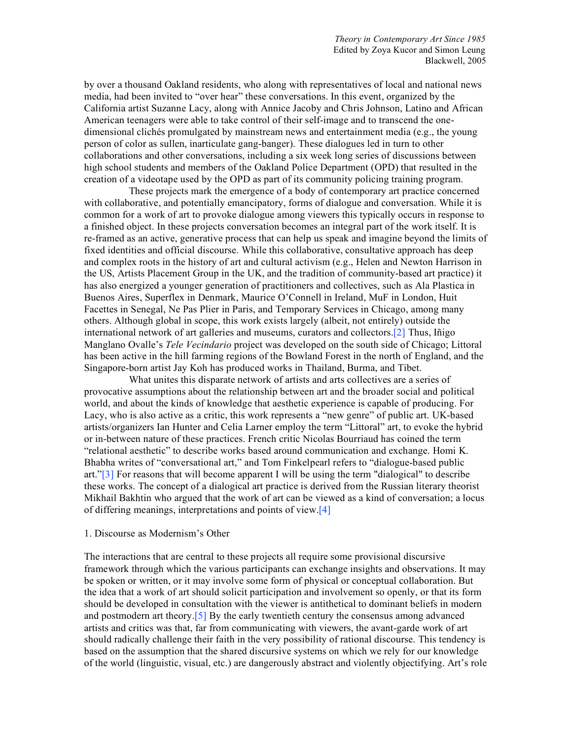by over a thousand Oakland residents, who along with representatives of local and national news media, had been invited to "over hear" these conversations. In this event, organized by the California artist Suzanne Lacy, along with Annice Jacoby and Chris Johnson, Latino and African American teenagers were able to take control of their self-image and to transcend the one-dimensional clichés promulgated by mainstream news and entertainment media (e.g., the young person of color as sullen, inarticulate gang-banger). These dialogues led in turn to other collaborations and other conversations, including a six week long series of discussions between high school students and members of the Oakland Police Department (OPD) that resulted in the creation of a videotape used by the OPD as part of its community policing training program.

These projects mark the emergence of a body of contemporary art practice concerned with collaborative, and potentially emancipatory, forms of dialogue and conversation. While it is common for a work of art to provoke dialogue among viewers this typically occurs in response to a finished object. In these projects conversation becomes an integral part of the work itself. It is re-framed as an active, generative process that can help us speak and imagine beyond the limits of fixed identities and official discourse. While this collaborative, consultative approach has deep and complex roots in the history of art and cultural activism (e.g., Helen and Newton Harrison in the US, Artists Placement Group in the UK, and the tradition of community-based art practice) it has also energized a younger generation of practitioners and collectives, such as Ala Plastica in Buenos Aires, Superflex in Denmark, Maurice O'Connell in Ireland, MuF in London, Huit Facettes in Senegal, Ne Pas Plier in Paris, and Temporary Services in Chicago, among many others. Although global in scope, this work exists largely (albeit, not entirely) outside the international network of art galleries and museums, curators and collectors.[2] Thus, Iñigo Manglano Ovalle's *Tele Vecindario* project was developed on the south side of Chicago; Littoral has been active in the hill farming regions of the Bowland Forest in the north of England, and the Singapore-born artist Jay Koh has produced works in Thailand, Burma, and Tibet.

What unites this disparate network of artists and arts collectives are a series of provocative assumptions about the relationship between art and the broader social and political world, and about the kinds of knowledge that aesthetic experience is capable of producing. For Lacy, who is also active as a critic, this work represents a "new genre" of public art. UK-based artists/organizers Ian Hunter and Celia Larner employ the term "Littoral" art, to evoke the hybrid or in-between nature of these practices. French critic Nicolas Bourriaud has coined the term "relational aesthetic" to describe works based around communication and exchange. Homi K. Bhabha writes of "conversational art," and Tom Finkelpearl refers to "dialogue-based public art."[3] For reasons that will become apparent I will be using the term "dialogical" to describe these works. The concept of a dialogical art practice is derived from the Russian literary theorist Mikhail Bakhtin who argued that the work of art can be viewed as a kind of conversation; a locus of differing meanings, interpretations and points of view.[4]

## 1. Discourse as Modernism's Other

The interactions that are central to these projects all require some provisional discursive framework through which the various participants can exchange insights and observations. It may be spoken or written, or it may involve some form of physical or conceptual collaboration. But the idea that a work of art should solicit participation and involvement so openly, or that its form should be developed in consultation with the viewer is antithetical to dominant beliefs in modern and postmodern art theory.[5] By the early twentieth century the consensus among advanced artists and critics was that, far from communicating with viewers, the avant-garde work of art should radically challenge their faith in the very possibility of rational discourse. This tendency is based on the assumption that the shared discursive systems on which we rely for our knowledge of the world (linguistic, visual, etc.) are dangerously abstract and violently objectifying. Art's role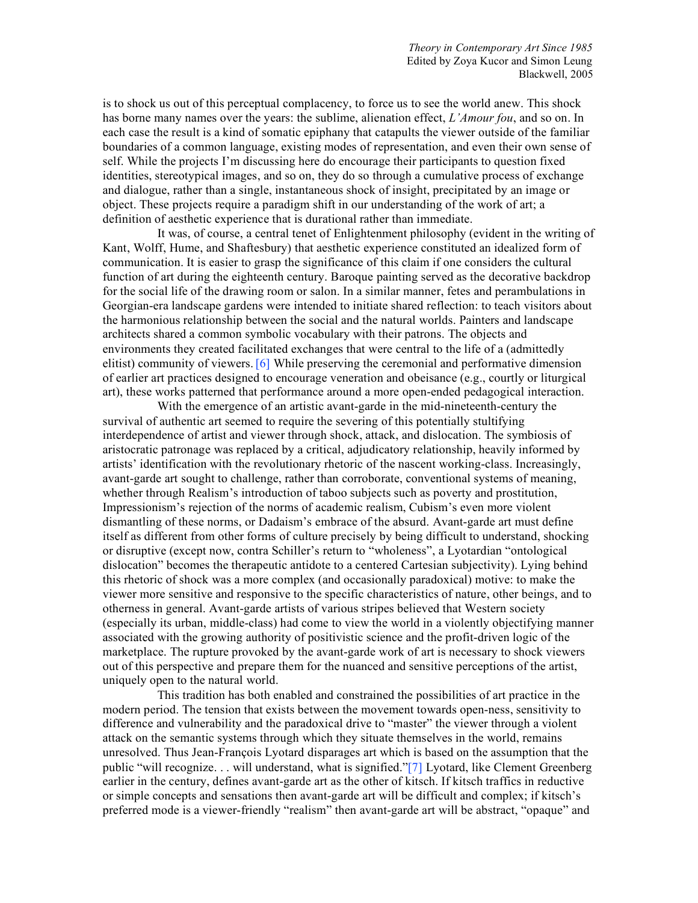is to shock us out of this perceptual complacency, to force us to see the world anew. This shock has borne many names over the years: the sublime, alienation effect, *L'Amour fou*, and so on. In each case the result is a kind of somatic epiphany that catapults the viewer outside of the familiar boundaries of a common language, existing modes of representation, and even their own sense of self. While the projects I'm discussing here do encourage their participants to question fixed identities, stereotypical images, and so on, they do so through a cumulative process of exchange and dialogue, rather than a single, instantaneous shock of insight, precipitated by an image or object. These projects require a paradigm shift in our understanding of the work of art; a definition of aesthetic experience that is durational rather than immediate.

It was, of course, a central tenet of Enlightenment philosophy (evident in the writing of Kant, Wolff, Hume, and Shaftesbury) that aesthetic experience constituted an idealized form of communication. It is easier to grasp the significance of this claim if one considers the cultural function of art during the eighteenth century. Baroque painting served as the decorative backdrop for the social life of the drawing room or salon. In a similar manner, fetes and perambulations in Georgian-era landscape gardens were intended to initiate shared reflection: to teach visitors about the harmonious relationship between the social and the natural worlds. Painters and landscape architects shared a common symbolic vocabulary with their patrons. The objects and environments they created facilitated exchanges that were central to the life of a (admittedly elitist) community of viewers.[6] While preserving the ceremonial and performative dimension of earlier art practices designed to encourage veneration and obeisance (e.g., courtly or liturgical art), these works patterned that performance around a more open-ended pedagogical interaction.

With the emergence of an artistic avant-garde in the mid-nineteenth-century the survival of authentic art seemed to require the severing of this potentially stultifying interdependence of artist and viewer through shock, attack, and dislocation. The symbiosis of aristocratic patronage was replaced by a critical, adjudicatory relationship, heavily informed by artists' identification with the revolutionary rhetoric of the nascent working-class. Increasingly, avant-garde art sought to challenge, rather than corroborate, conventional systems of meaning, whether through Realism's introduction of taboo subjects such as poverty and prostitution, Impressionism's rejection of the norms of academic realism, Cubism's even more violent dismantling of these norms, or Dadaism's embrace of the absurd. Avant-garde art must define itself as different from other forms of culture precisely by being difficult to understand, shocking or disruptive (except now, contra Schiller's return to "wholeness", a Lyotardian "ontological dislocation" becomes the therapeutic antidote to a centered Cartesian subjectivity). Lying behind this rhetoric of shock was a more complex (and occasionally paradoxical) motive: to make the viewer more sensitive and responsive to the specific characteristics of nature, other beings, and to otherness in general. Avant-garde artists of various stripes believed that Western society (especially its urban, middle-class) had come to view the world in a violently objectifying manner associated with the growing authority of positivistic science and the profit-driven logic of the marketplace. The rupture provoked by the avant-garde work of art is necessary to shock viewers out of this perspective and prepare them for the nuanced and sensitive perceptions of the artist, uniquely open to the natural world.

This tradition has both enabled and constrained the possibilities of art practice in the modern period. The tension that exists between the movement towards open-ness, sensitivity to difference and vulnerability and the paradoxical drive to "master" the viewer through a violent attack on the semantic systems through which they situate themselves in the world, remains unresolved. Thus Jean-François Lyotard disparages art which is based on the assumption that the public "will recognize. . . will understand, what is signified."[7] Lyotard, like Clement Greenberg earlier in the century, defines avant-garde art as the other of kitsch. If kitsch traffics in reductive or simple concepts and sensations then avant-garde art will be difficult and complex; if kitsch's preferred mode is a viewer-friendly "realism" then avant-garde art will be abstract, "opaque" and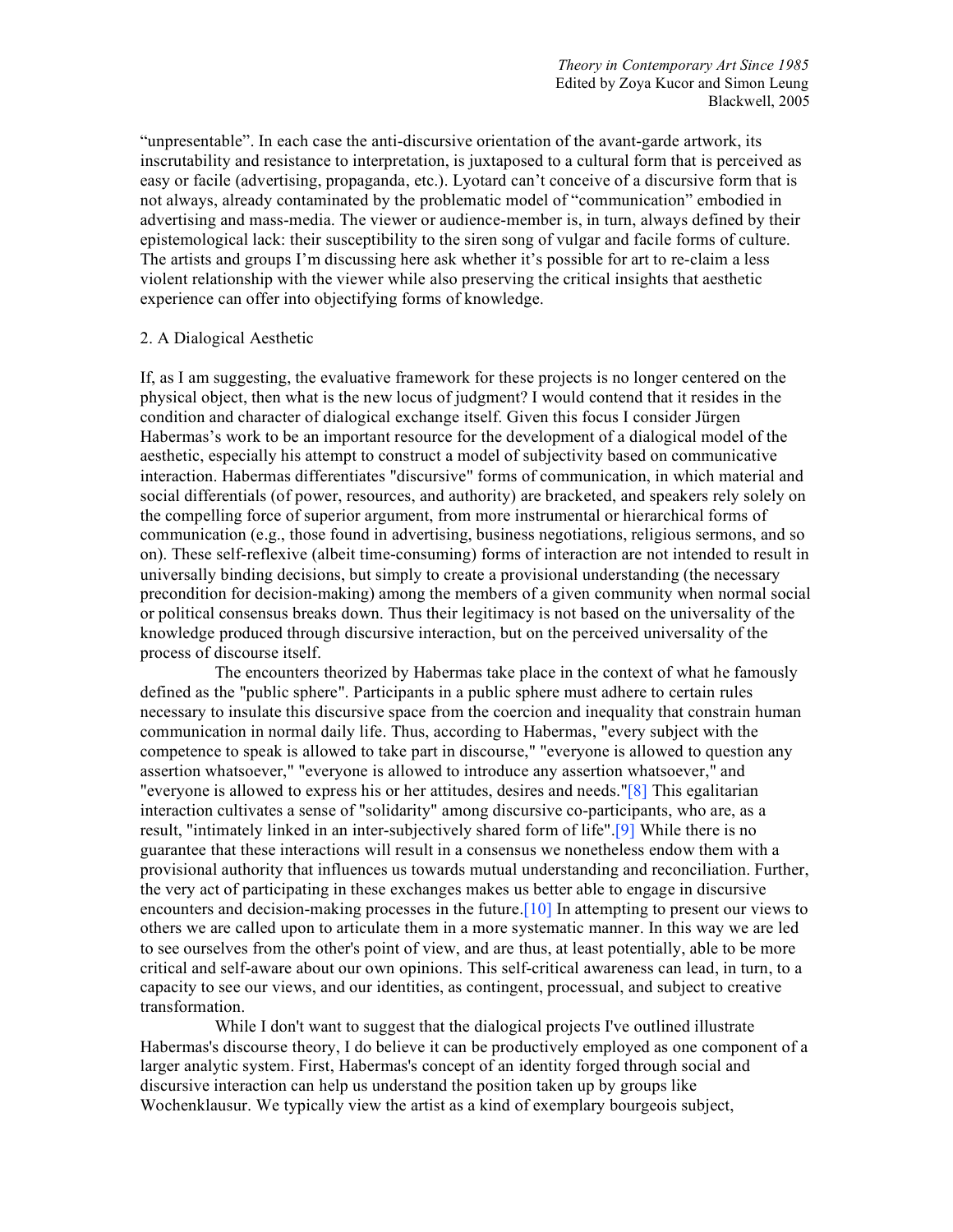"unpresentable". In each case the anti-discursive orientation of the avant-garde artwork, its inscrutability and resistance to interpretation, is juxtaposed to a cultural form that is perceived as easy or facile (advertising, propaganda, etc.). Lyotard can't conceive of a discursive form that is not always, already contaminated by the problematic model of "communication" embodied in advertising and mass-media. The viewer or audience-member is, in turn, always defined by their epistemological lack: their susceptibility to the siren song of vulgar and facile forms of culture. The artists and groups I'm discussing here ask whether it's possible for art to re-claim a less violent relationship with the viewer while also preserving the critical insights that aesthetic experience can offer into objectifying forms of knowledge.

## 2. A Dialogical Aesthetic

If, as I am suggesting, the evaluative framework for these projects is no longer centered on the physical object, then what is the new locus of judgment? I would contend that it resides in the condition and character of dialogical exchange itself. Given this focus I consider Jürgen Habermas's work to be an important resource for the development of a dialogical model of the aesthetic, especially his attempt to construct a model of subjectivity based on communicative interaction. Habermas differentiates "discursive" forms of communication, in which material and social differentials (of power, resources, and authority) are bracketed, and speakers rely solely on the compelling force of superior argument, from more instrumental or hierarchical forms of communication (e.g., those found in advertising, business negotiations, religious sermons, and so on). These self-reflexive (albeit time-consuming) forms of interaction are not intended to result in universally binding decisions, but simply to create a provisional understanding (the necessary precondition for decision-making) among the members of a given community when normal social or political consensus breaks down. Thus their legitimacy is not based on the universality of the knowledge produced through discursive interaction, but on the perceived universality of the process of discourse itself.

The encounters theorized by Habermas take place in the context of what he famously defined as the "public sphere". Participants in a public sphere must adhere to certain rules necessary to insulate this discursive space from the coercion and inequality that constrain human communication in normal daily life. Thus, according to Habermas, "every subject with the competence to speak is allowed to take part in discourse," "everyone is allowed to question any assertion whatsoever," "everyone is allowed to introduce any assertion whatsoever," and "everyone is allowed to express his or her attitudes, desires and needs."[8] This egalitarian interaction cultivates a sense of "solidarity" among discursive co-participants, who are, as a result, "intimately linked in an inter-subjectively shared form of life".[9] While there is no guarantee that these interactions will result in a consensus we nonetheless endow them with a provisional authority that influences us towards mutual understanding and reconciliation. Further, the very act of participating in these exchanges makes us better able to engage in discursive encounters and decision-making processes in the future.[10] In attempting to present our views to others we are called upon to articulate them in a more systematic manner. In this way we are led to see ourselves from the other's point of view, and are thus, at least potentially, able to be more critical and self-aware about our own opinions. This self-critical awareness can lead, in turn, to a capacity to see our views, and our identities, as contingent, processual, and subject to creative transformation.

While I don't want to suggest that the dialogical projects I've outlined illustrate Habermas's discourse theory, I do believe it can be productively employed as one component of a larger analytic system. First, Habermas's concept of an identity forged through social and discursive interaction can help us understand the position taken up by groups like Wochenklausur. We typically view the artist as a kind of exemplary bourgeois subject,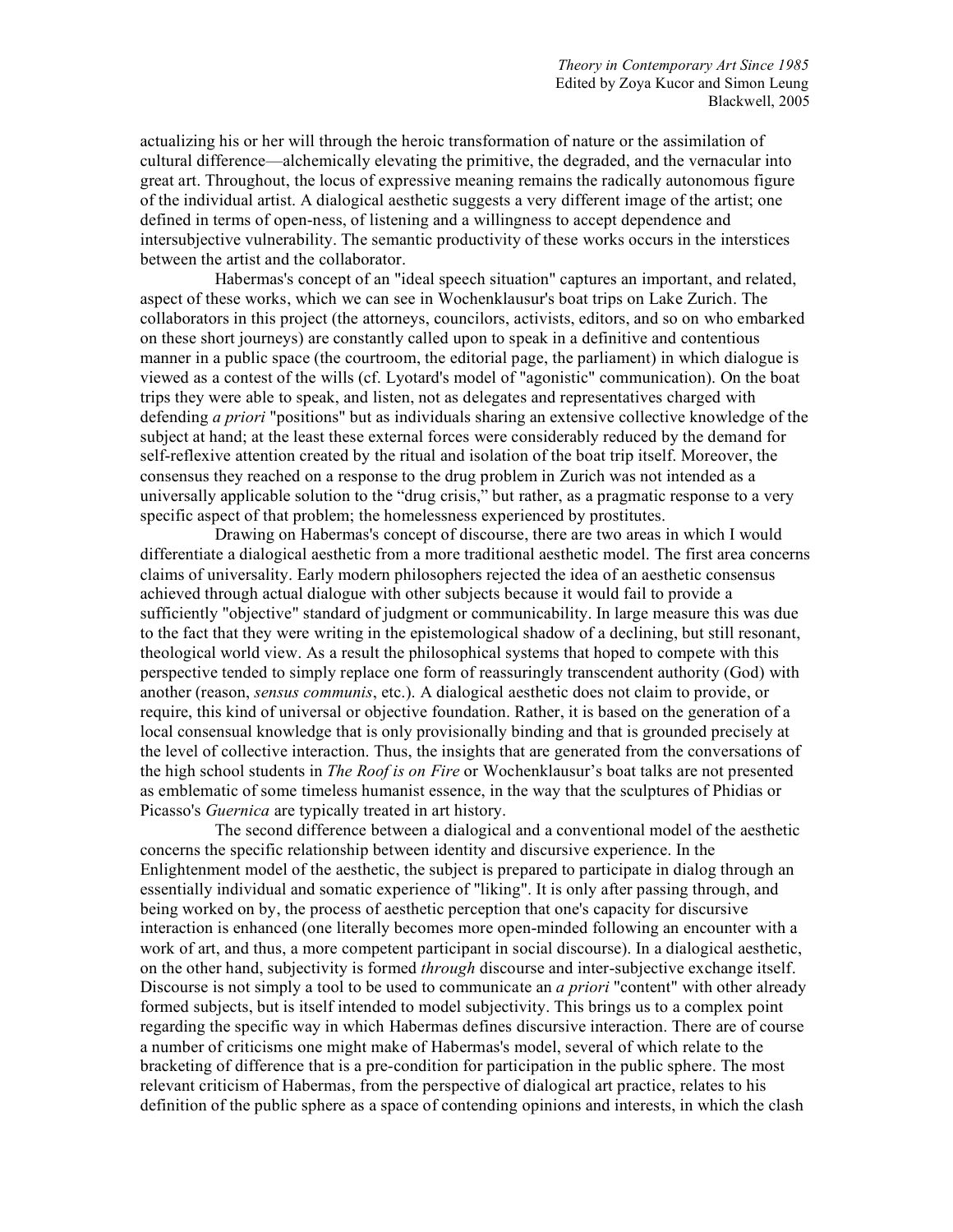actualizing his or her will through the heroic transformation of nature or the assimilation of cultural difference—alchemically elevating the primitive, the degraded, and the vernacular into great art. Throughout, the locus of expressive meaning remains the radically autonomous figure of the individual artist. A dialogical aesthetic suggests a very different image of the artist; one defined in terms of open-ness, of listening and a willingness to accept dependence and intersubjective vulnerability. The semantic productivity of these works occurs in the interstices between the artist and the collaborator.

Habermas's concept of an "ideal speech situation" captures an important, and related, aspect of these works, which we can see in Wochenklausur's boat trips on Lake Zurich. The collaborators in this project (the attorneys, councilors, activists, editors, and so on who embarked on these short journeys) are constantly called upon to speak in a definitive and contentious manner in a public space (the courtroom, the editorial page, the parliament) in which dialogue is viewed as a contest of the wills (cf. Lyotard's model of "agonistic" communication). On the boat trips they were able to speak, and listen, not as delegates and representatives charged with defending *a priori* "positions" but as individuals sharing an extensive collective knowledge of the subject at hand; at the least these external forces were considerably reduced by the demand for self-reflexive attention created by the ritual and isolation of the boat trip itself. Moreover, the consensus they reached on a response to the drug problem in Zurich was not intended as a universally applicable solution to the "drug crisis," but rather, as a pragmatic response to a very specific aspect of that problem; the homelessness experienced by prostitutes.

Drawing on Habermas's concept of discourse, there are two areas in which I would differentiate a dialogical aesthetic from a more traditional aesthetic model. The first area concerns claims of universality. Early modern philosophers rejected the idea of an aesthetic consensus achieved through actual dialogue with other subjects because it would fail to provide a sufficiently "objective" standard of judgment or communicability. In large measure this was due to the fact that they were writing in the epistemological shadow of a declining, but still resonant, theological world view. As a result the philosophical systems that hoped to compete with this perspective tended to simply replace one form of reassuringly transcendent authority (God) with another (reason, *sensus communis*, etc.). A dialogical aesthetic does not claim to provide, or require, this kind of universal or objective foundation. Rather, it is based on the generation of a local consensual knowledge that is only provisionally binding and that is grounded precisely at the level of collective interaction. Thus, the insights that are generated from the conversations of the high school students in *The Roof is on Fire* or Wochenklausur's boat talks are not presented as emblematic of some timeless humanist essence, in the way that the sculptures of Phidias or Picasso's *Guernica* are typically treated in art history.

The second difference between a dialogical and a conventional model of the aesthetic concerns the specific relationship between identity and discursive experience. In the Enlightenment model of the aesthetic, the subject is prepared to participate in dialog through an essentially individual and somatic experience of "liking". It is only after passing through, and being worked on by, the process of aesthetic perception that one's capacity for discursive interaction is enhanced (one literally becomes more open-minded following an encounter with a work of art, and thus, a more competent participant in social discourse). In a dialogical aesthetic, on the other hand, subjectivity is formed *through* discourse and inter-subjective exchange itself. Discourse is not simply a tool to be used to communicate an *a priori* "content" with other already formed subjects, but is itself intended to model subjectivity. This brings us to a complex point regarding the specific way in which Habermas defines discursive interaction. There are of course a number of criticisms one might make of Habermas's model, several of which relate to the bracketing of difference that is a pre-condition for participation in the public sphere. The most relevant criticism of Habermas, from the perspective of dialogical art practice, relates to his definition of the public sphere as a space of contending opinions and interests, in which the clash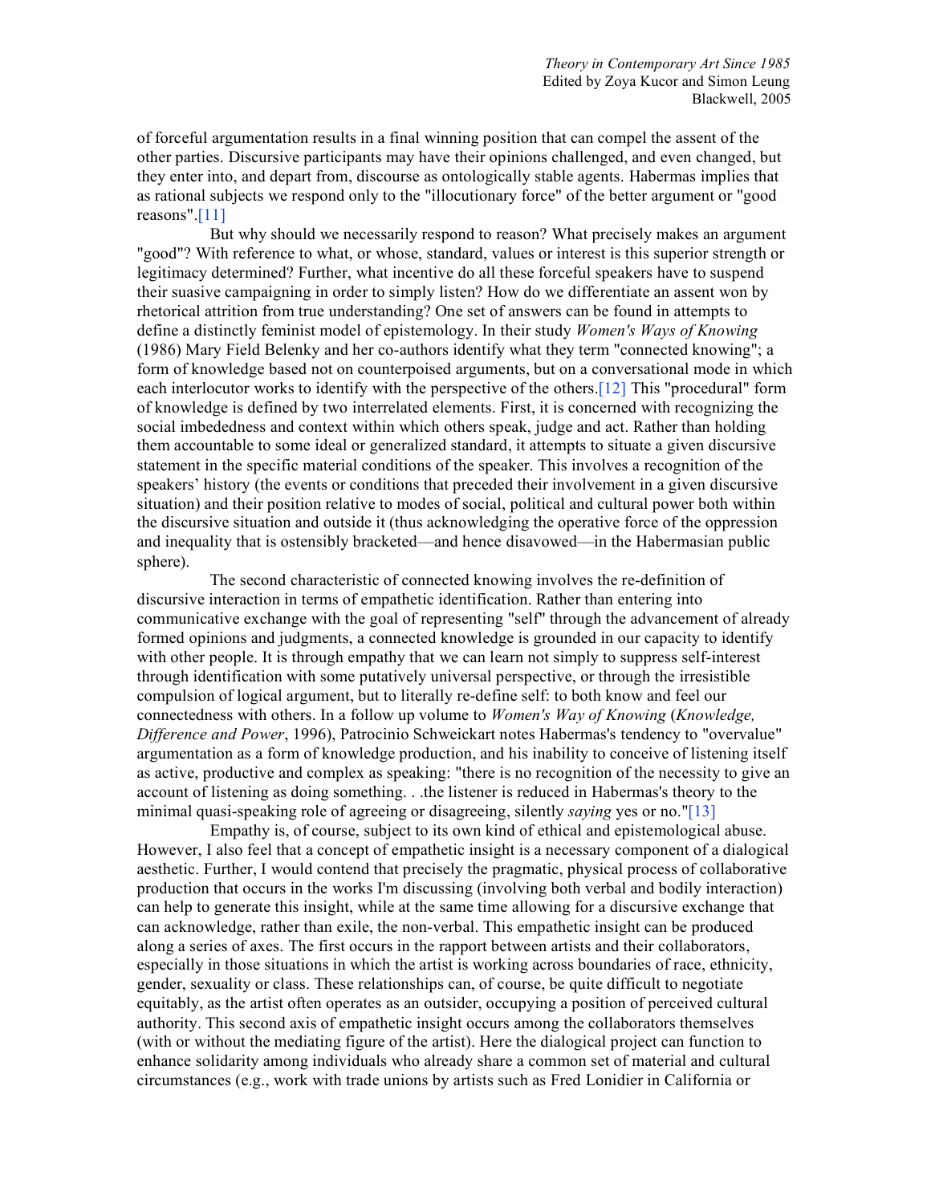of forceful argumentation results in a final winning position that can compel the assent of the other parties. Discursive participants may have their opinions challenged, and even changed, but they enter into, and depart from, discourse as ontologically stable agents. Habermas implies that as rational subjects we respond only to the "illocutionary force" of the better argument or "good reasons".[11]

But why should we necessarily respond to reason? What precisely makes an argument "good"? With reference to what, or whose, standard, values or interest is this superior strength or legitimacy determined? Further, what incentive do all these forceful speakers have to suspend their suasive campaigning in order to simply listen? How do we differentiate an assent won by rhetorical attrition from true understanding? One set of answers can be found in attempts to define a distinctly feminist model of epistemology. In their study *Women's Ways of Knowing* (1986) Mary Field Belenky and her co-authors identify what they term "connected knowing"; a form of knowledge based not on counterpoised arguments, but on a conversational mode in which each interlocutor works to identify with the perspective of the others.[12] This "procedural" form of knowledge is defined by two interrelated elements. First, it is concerned with recognizing the social imbededness and context within which others speak, judge and act. Rather than holding them accountable to some ideal or generalized standard, it attempts to situate a given discursive statement in the specific material conditions of the speaker. This involves a recognition of the speakers' history (the events or conditions that preceded their involvement in a given discursive situation) and their position relative to modes of social, political and cultural power both within the discursive situation and outside it (thus acknowledging the operative force of the oppression and inequality that is ostensibly bracketed—and hence disavowed—in the Habermasian public sphere).

The second characteristic of connected knowing involves the re-definition of discursive interaction in terms of empathetic identification. Rather than entering into communicative exchange with the goal of representing "self" through the advancement of already formed opinions and judgments, a connected knowledge is grounded in our capacity to identify with other people. It is through empathy that we can learn not simply to suppress self-interest through identification with some putatively universal perspective, or through the irresistible compulsion of logical argument, but to literally re-define self: to both know and feel our connectedness with others. In a follow up volume to *Women's Way of Knowing* (*Knowledge, Difference and Power*, 1996), Patrocinio Schweickart notes Habermas's tendency to "overvalue" argumentation as a form of knowledge production, and his inability to conceive of listening itself as active, productive and complex as speaking: "there is no recognition of the necessity to give an account of listening as doing something. . .the listener is reduced in Habermas's theory to the minimal quasi-speaking role of agreeing or disagreeing, silently *saying* yes or no."[13]

Empathy is, of course, subject to its own kind of ethical and epistemological abuse. However, I also feel that a concept of empathetic insight is a necessary component of a dialogical aesthetic. Further, I would contend that precisely the pragmatic, physical process of collaborative production that occurs in the works I'm discussing (involving both verbal and bodily interaction) can help to generate this insight, while at the same time allowing for a discursive exchange that can acknowledge, rather than exile, the non-verbal. This empathetic insight can be produced along a series of axes. The first occurs in the rapport between artists and their collaborators, especially in those situations in which the artist is working across boundaries of race, ethnicity, gender, sexuality or class. These relationships can, of course, be quite difficult to negotiate equitably, as the artist often operates as an outsider, occupying a position of perceived cultural authority. This second axis of empathetic insight occurs among the collaborators themselves (with or without the mediating figure of the artist). Here the dialogical project can function to enhance solidarity among individuals who already share a common set of material and cultural circumstances (e.g., work with trade unions by artists such as Fred Lonidier in California or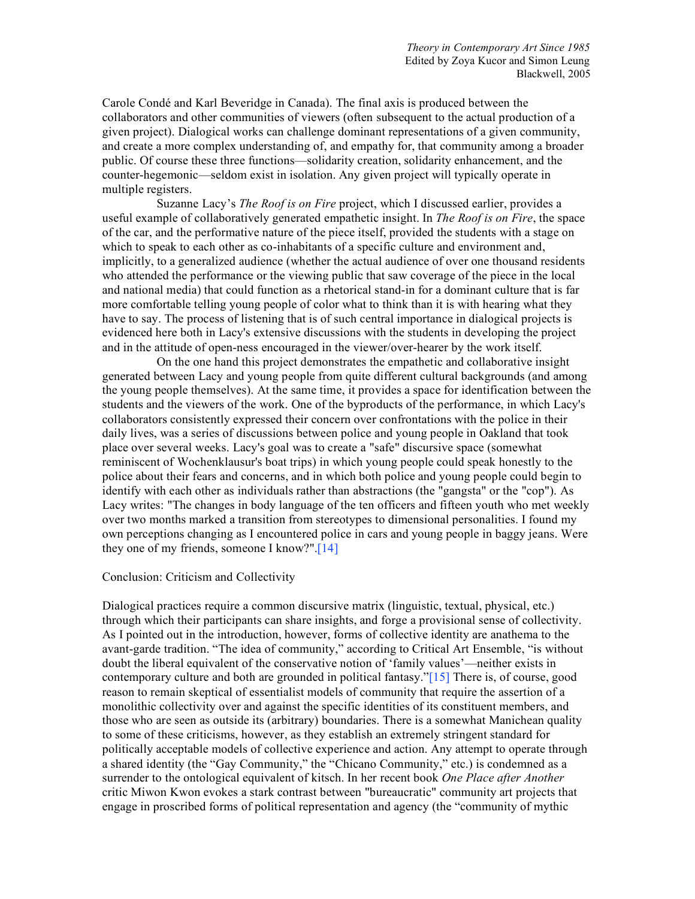Carole Condé and Karl Beveridge in Canada). The final axis is produced between the collaborators and other communities of viewers (often subsequent to the actual production of a given project). Dialogical works can challenge dominant representations of a given community, and create a more complex understanding of, and empathy for, that community among a broader public. Of course these three functions—solidarity creation, solidarity enhancement, and the counter-hegemonic—seldom exist in isolation. Any given project will typically operate in multiple registers.

Suzanne Lacy's *The Roof is on Fire* project, which I discussed earlier, provides a useful example of collaboratively generated empathetic insight. In *The Roof is on Fire*, the space of the car, and the performative nature of the piece itself, provided the students with a stage on which to speak to each other as co-inhabitants of a specific culture and environment and, implicitly, to a generalized audience (whether the actual audience of over one thousand residents who attended the performance or the viewing public that saw coverage of the piece in the local and national media) that could function as a rhetorical stand-in for a dominant culture that is far more comfortable telling young people of color what to think than it is with hearing what they have to say. The process of listening that is of such central importance in dialogical projects is evidenced here both in Lacy's extensive discussions with the students in developing the project and in the attitude of open-ness encouraged in the viewer/over-hearer by the work itself.

On the one hand this project demonstrates the empathetic and collaborative insight generated between Lacy and young people from quite different cultural backgrounds (and among the young people themselves). At the same time, it provides a space for identification between the students and the viewers of the work. One of the byproducts of the performance, in which Lacy's collaborators consistently expressed their concern over confrontations with the police in their daily lives, was a series of discussions between police and young people in Oakland that took place over several weeks. Lacy's goal was to create a "safe" discursive space (somewhat reminiscent of Wochenklausur's boat trips) in which young people could speak honestly to the police about their fears and concerns, and in which both police and young people could begin to identify with each other as individuals rather than abstractions (the "gangsta" or the "cop"). As Lacy writes: "The changes in body language of the ten officers and fifteen youth who met weekly over two months marked a transition from stereotypes to dimensional personalities. I found my own perceptions changing as I encountered police in cars and young people in baggy jeans. Were they one of my friends, someone I know?".[14]

## Conclusion: Criticism and Collectivity

Dialogical practices require a common discursive matrix (linguistic, textual, physical, etc.) through which their participants can share insights, and forge a provisional sense of collectivity. As I pointed out in the introduction, however, forms of collective identity are anathema to the avant-garde tradition. "The idea of community," according to Critical Art Ensemble, "is without doubt the liberal equivalent of the conservative notion of 'family values'—neither exists in contemporary culture and both are grounded in political fantasy."[15] There is, of course, good reason to remain skeptical of essentialist models of community that require the assertion of a monolithic collectivity over and against the specific identities of its constituent members, and those who are seen as outside its (arbitrary) boundaries. There is a somewhat Manichean quality to some of these criticisms, however, as they establish an extremely stringent standard for politically acceptable models of collective experience and action. Any attempt to operate through a shared identity (the "Gay Community," the "Chicano Community," etc.) is condemned as a surrender to the ontological equivalent of kitsch. In her recent book *One Place after Another* critic Miwon Kwon evokes a stark contrast between "bureaucratic" community art projects that engage in proscribed forms of political representation and agency (the "community of mythic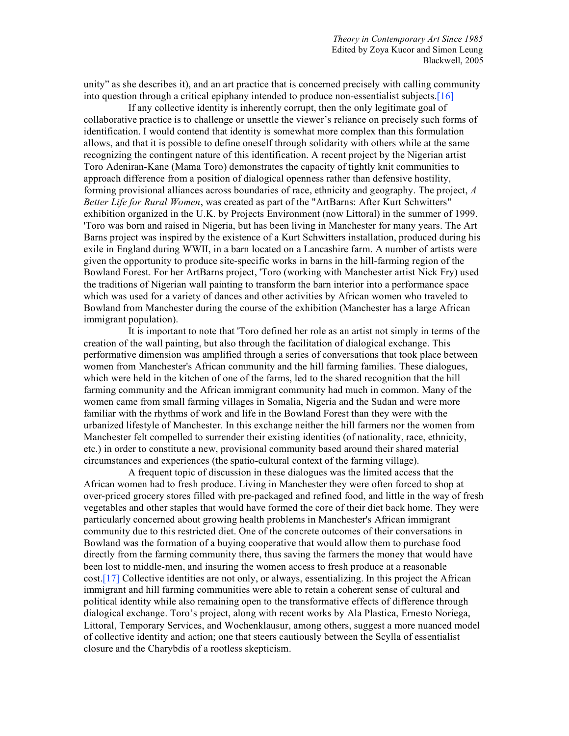unity" as she describes it), and an art practice that is concerned precisely with calling community into question through a critical epiphany intended to produce non-essentialist subjects.[16]

If any collective identity is inherently corrupt, then the only legitimate goal of collaborative practice is to challenge or unsettle the viewer's reliance on precisely such forms of identification. I would contend that identity is somewhat more complex than this formulation allows, and that it is possible to define oneself through solidarity with others while at the same recognizing the contingent nature of this identification. A recent project by the Nigerian artist Toro Adeniran-Kane (Mama Toro) demonstrates the capacity of tightly knit communities to approach difference from a position of dialogical openness rather than defensive hostility, forming provisional alliances across boundaries of race, ethnicity and geography. The project, *A Better Life for Rural Women*, was created as part of the "ArtBarns: After Kurt Schwitters" exhibition organized in the U.K. by Projects Environment (now Littoral) in the summer of 1999. 'Toro was born and raised in Nigeria, but has been living in Manchester for many years. The Art Barns project was inspired by the existence of a Kurt Schwitters installation, produced during his exile in England during WWII, in a barn located on a Lancashire farm. A number of artists were given the opportunity to produce site-specific works in barns in the hill-farming region of the Bowland Forest. For her ArtBarns project, 'Toro (working with Manchester artist Nick Fry) used the traditions of Nigerian wall painting to transform the barn interior into a performance space which was used for a variety of dances and other activities by African women who traveled to Bowland from Manchester during the course of the exhibition (Manchester has a large African immigrant population).

It is important to note that 'Toro defined her role as an artist not simply in terms of the creation of the wall painting, but also through the facilitation of dialogical exchange. This performative dimension was amplified through a series of conversations that took place between women from Manchester's African community and the hill farming families. These dialogues, which were held in the kitchen of one of the farms, led to the shared recognition that the hill farming community and the African immigrant community had much in common. Many of the women came from small farming villages in Somalia, Nigeria and the Sudan and were more familiar with the rhythms of work and life in the Bowland Forest than they were with the urbanized lifestyle of Manchester. In this exchange neither the hill farmers nor the women from Manchester felt compelled to surrender their existing identities (of nationality, race, ethnicity, etc.) in order to constitute a new, provisional community based around their shared material circumstances and experiences (the spatio-cultural context of the farming village).

A frequent topic of discussion in these dialogues was the limited access that the African women had to fresh produce. Living in Manchester they were often forced to shop at over-priced grocery stores filled with pre-packaged and refined food, and little in the way of fresh vegetables and other staples that would have formed the core of their diet back home. They were particularly concerned about growing health problems in Manchester's African immigrant community due to this restricted diet. One of the concrete outcomes of their conversations in Bowland was the formation of a buying cooperative that would allow them to purchase food directly from the farming community there, thus saving the farmers the money that would have been lost to middle-men, and insuring the women access to fresh produce at a reasonable cost.[17] Collective identities are not only, or always, essentializing. In this project the African immigrant and hill farming communities were able to retain a coherent sense of cultural and political identity while also remaining open to the transformative effects of difference through dialogical exchange. Toro's project, along with recent works by Ala Plastica, Ernesto Noriega, Littoral, Temporary Services, and Wochenklausur, among others, suggest a more nuanced model of collective identity and action; one that steers cautiously between the Scylla of essentialist closure and the Charybdis of a rootless skepticism.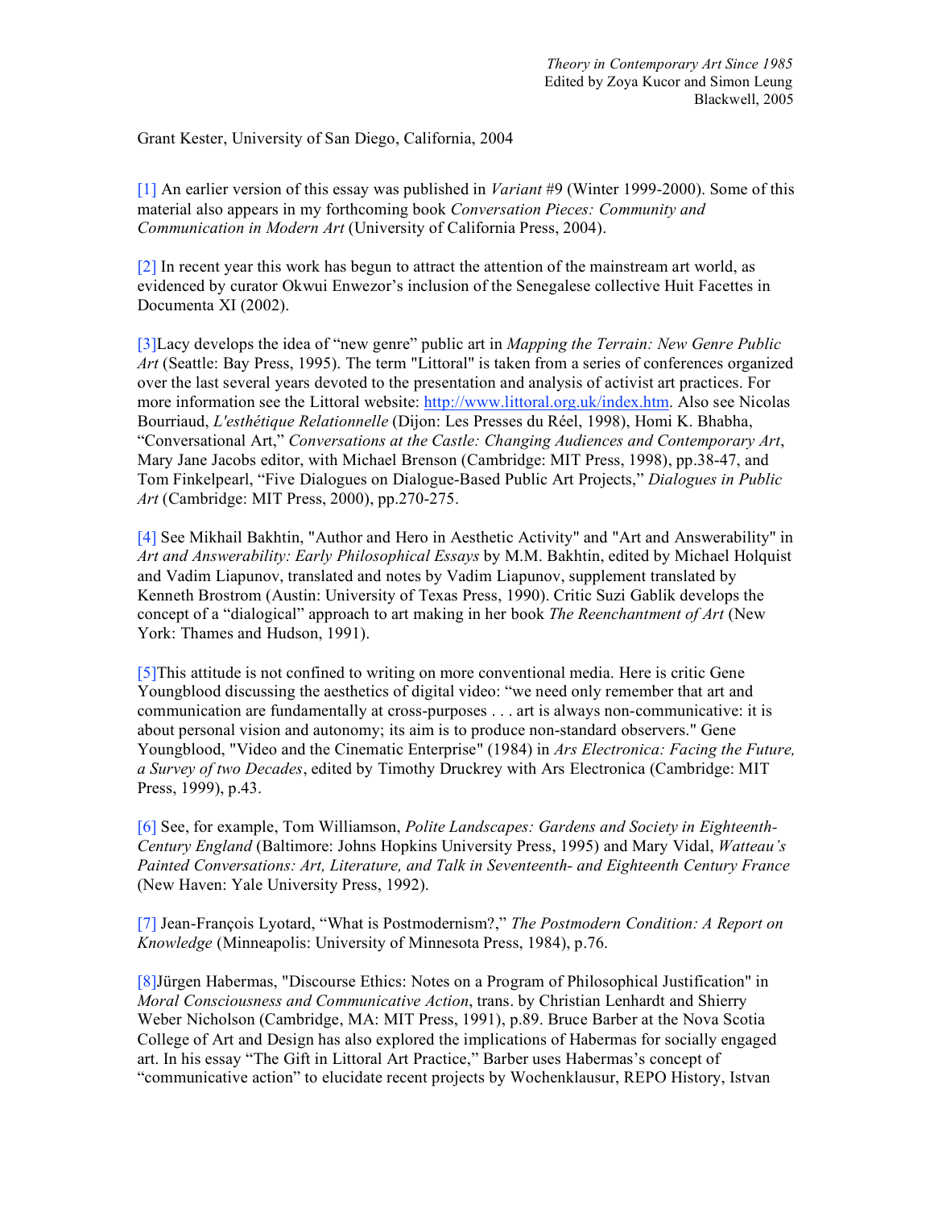*Theory in Contemporary Art Since 1985*
Edited by Zoya Kucor and Simon Leung
Blackwell, 2005

Grant Kester, University of San Diego, California, 2004

[1] An earlier version of this essay was published in *Variant* #9 (Winter 1999-2000). Some of this material also appears in my forthcoming book *Conversation Pieces: Community and Communication in Modern Art* (University of California Press, 2004).

[2] In recent year this work has begun to attract the attention of the mainstream art world, as evidenced by curator Okwui Enwezor's inclusion of the Senegalese collective Huit Facettes in Documenta XI (2002).

[3]Lacy develops the idea of "new genre" public art in *Mapping the Terrain: New Genre Public Art* (Seattle: Bay Press, 1995). The term "Littoral" is taken from a series of conferences organized over the last several years devoted to the presentation and analysis of activist art practices. For more information see the Littoral website: http://www.littoral.org.uk/index.htm. Also see Nicolas Bourriaud, *L'esthétique Relationnelle* (Dijon: Les Presses du Réel, 1998), Homi K. Bhabha, "Conversational Art," *Conversations at the Castle: Changing Audiences and Contemporary Art*, Mary Jane Jacobs editor, with Michael Brenson (Cambridge: MIT Press, 1998), pp.38-47, and Tom Finkelpearl, "Five Dialogues on Dialogue-Based Public Art Projects," *Dialogues in Public Art* (Cambridge: MIT Press, 2000), pp.270-275.

[4] See Mikhail Bakhtin, "Author and Hero in Aesthetic Activity" and "Art and Answerability" in *Art and Answerability: Early Philosophical Essays* by M.M. Bakhtin, edited by Michael Holquist and Vadim Liapunov, translated and notes by Vadim Liapunov, supplement translated by Kenneth Brostrom (Austin: University of Texas Press, 1990). Critic Suzi Gablik develops the concept of a "dialogical" approach to art making in her book *The Reenchantment of Art* (New York: Thames and Hudson, 1991).

[5]This attitude is not confined to writing on more conventional media. Here is critic Gene Youngblood discussing the aesthetics of digital video: "we need only remember that art and communication are fundamentally at cross-purposes . . . art is always non-communicative: it is about personal vision and autonomy; its aim is to produce non-standard observers." Gene Youngblood, "Video and the Cinematic Enterprise" (1984) in *Ars Electronica: Facing the Future, a Survey of two Decades*, edited by Timothy Druckrey with Ars Electronica (Cambridge: MIT Press, 1999), p.43.

[6] See, for example, Tom Williamson, *Polite Landscapes: Gardens and Society in Eighteenth-Century England* (Baltimore: Johns Hopkins University Press, 1995) and Mary Vidal, *Watteau's Painted Conversations: Art, Literature, and Talk in Seventeenth- and Eighteenth Century France* (New Haven: Yale University Press, 1992).

[7] Jean-François Lyotard, "What is Postmodernism?," *The Postmodern Condition: A Report on Knowledge* (Minneapolis: University of Minnesota Press, 1984), p.76.

[8]Jürgen Habermas, "Discourse Ethics: Notes on a Program of Philosophical Justification" in *Moral Consciousness and Communicative Action*, trans. by Christian Lenhardt and Shierry Weber Nicholson (Cambridge, MA: MIT Press, 1991), p.89. Bruce Barber at the Nova Scotia College of Art and Design has also explored the implications of Habermas for socially engaged art. In his essay "The Gift in Littoral Art Practice," Barber uses Habermas's concept of "communicative action" to elucidate recent projects by Wochenklausur, REPO History, Istvan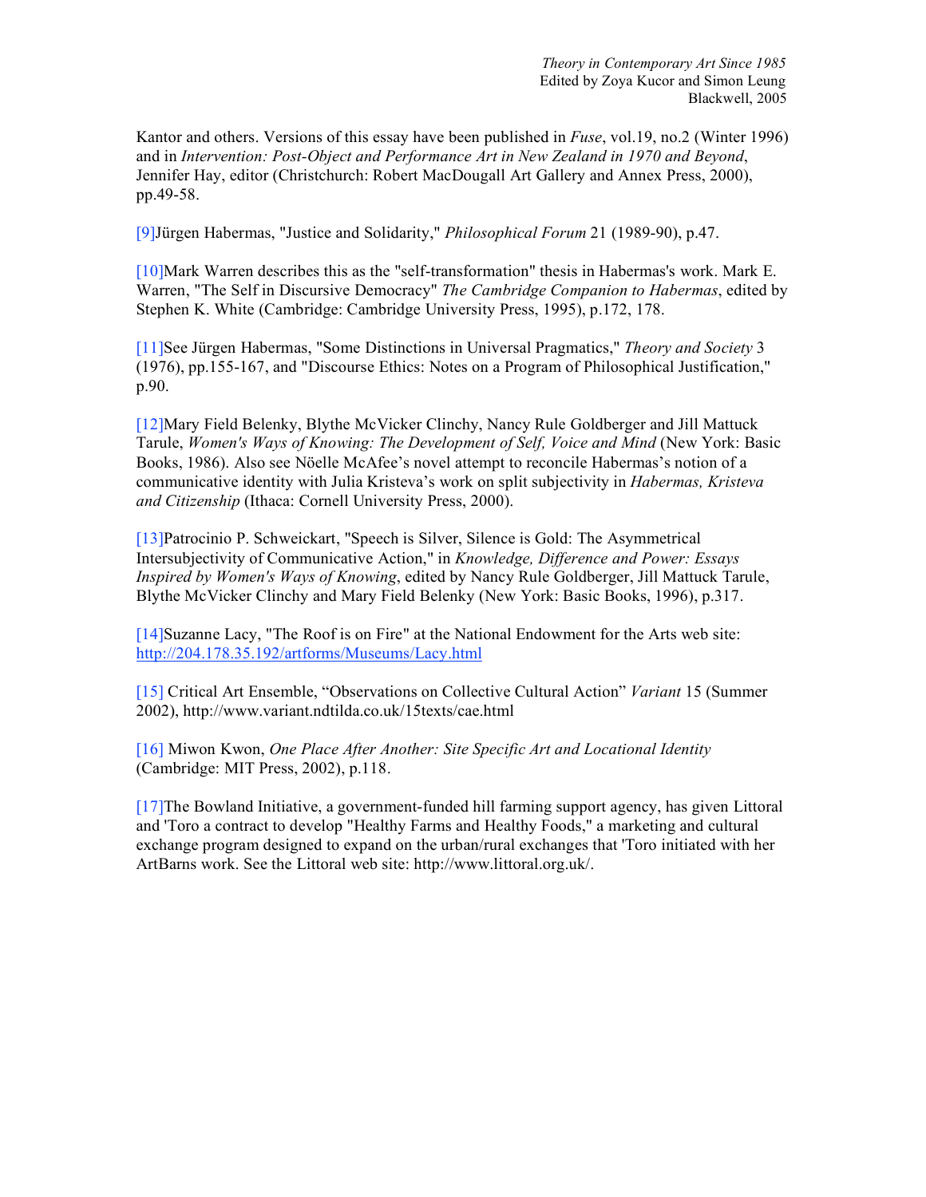Kantor and others. Versions of this essay have been published in *Fuse*, vol.19, no.2 (Winter 1996) and in *Intervention: Post-Object and Performance Art in New Zealand in 1970 and Beyond*, Jennifer Hay, editor (Christchurch: Robert MacDougall Art Gallery and Annex Press, 2000), pp.49-58.

[9]Jürgen Habermas, "Justice and Solidarity," *Philosophical Forum* 21 (1989-90), p.47.

[10]Mark Warren describes this as the "self-transformation" thesis in Habermas's work. Mark E. Warren, "The Self in Discursive Democracy" *The Cambridge Companion to Habermas*, edited by Stephen K. White (Cambridge: Cambridge University Press, 1995), p.172, 178.

[11]See Jürgen Habermas, "Some Distinctions in Universal Pragmatics," *Theory and Society* 3 (1976), pp.155-167, and "Discourse Ethics: Notes on a Program of Philosophical Justification," p.90.

[12]Mary Field Belenky, Blythe McVicker Clinchy, Nancy Rule Goldberger and Jill Mattuck Tarule, *Women's Ways of Knowing: The Development of Self, Voice and Mind* (New York: Basic Books, 1986). Also see Nöelle McAfee's novel attempt to reconcile Habermas's notion of a communicative identity with Julia Kristeva's work on split subjectivity in *Habermas, Kristeva and Citizenship* (Ithaca: Cornell University Press, 2000).

[13]Patrocinio P. Schweickart, "Speech is Silver, Silence is Gold: The Asymmetrical Intersubjectivity of Communicative Action," in *Knowledge, Difference and Power: Essays Inspired by Women's Ways of Knowing*, edited by Nancy Rule Goldberger, Jill Mattuck Tarule, Blythe McVicker Clinchy and Mary Field Belenky (New York: Basic Books, 1996), p.317.

[14]Suzanne Lacy, "The Roof is on Fire" at the National Endowment for the Arts web site: http://204.178.35.192/artforms/Museums/Lacy.html

[15] Critical Art Ensemble, "Observations on Collective Cultural Action" *Variant* 15 (Summer 2002), http://www.variant.ndtilda.co.uk/15texts/cae.html

[16] Miwon Kwon, *One Place After Another: Site Specific Art and Locational Identity* (Cambridge: MIT Press, 2002), p.118.

[17]The Bowland Initiative, a government-funded hill farming support agency, has given Littoral and 'Toro a contract to develop "Healthy Farms and Healthy Foods," a marketing and cultural exchange program designed to expand on the urban/rural exchanges that 'Toro initiated with her ArtBarns work. See the Littoral web site: http://www.littoral.org.uk/.